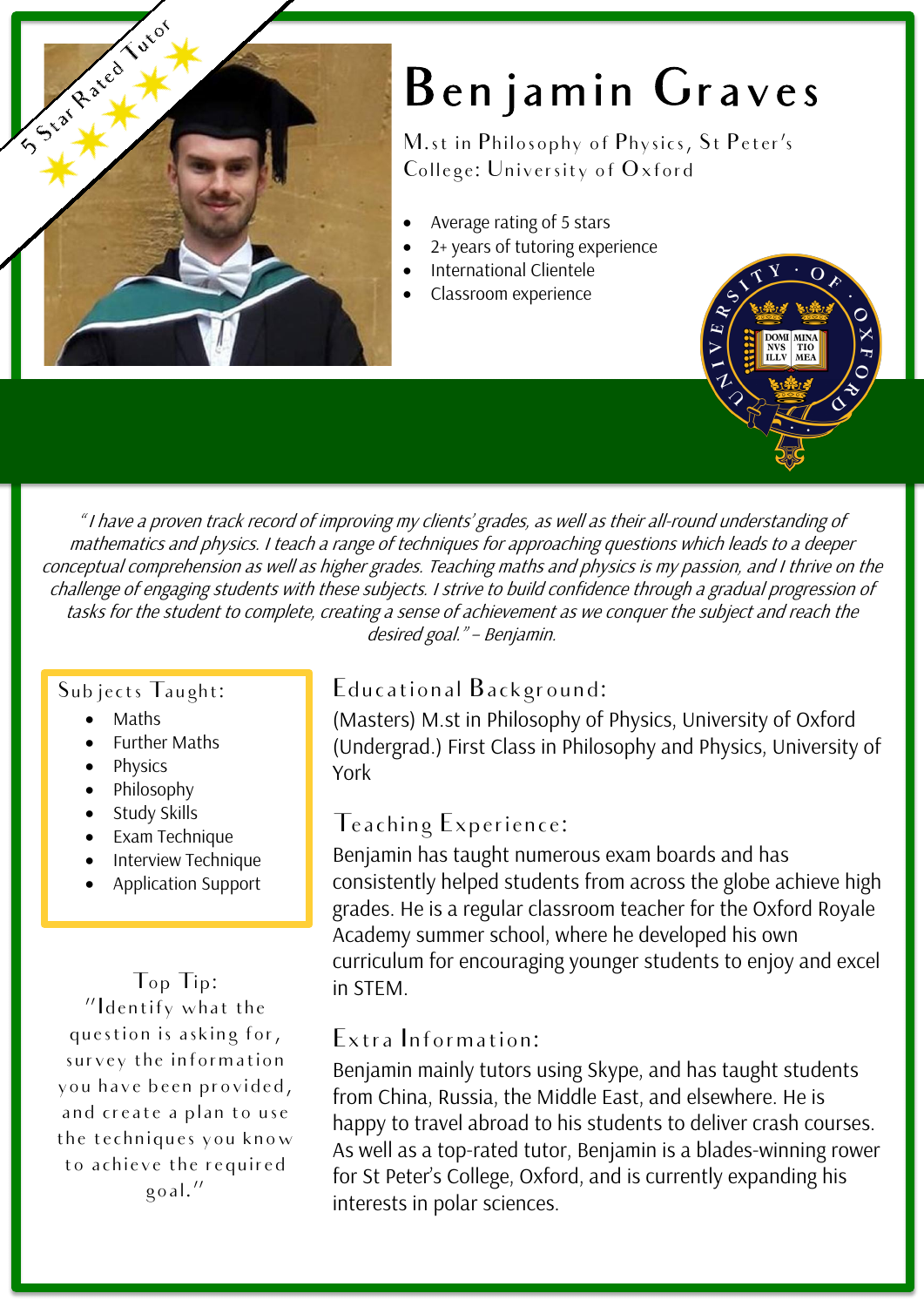5 Star Rated Tutor

# Benjamin Graves

M.st in Philosophy of Physics, St Peter's College: University of Oxford

- Average rating of 5 stars
- 2+ years of tutoring experience
- International Clientele
- Classroom experience

*"I have a proven track record of improving my clients' grades, as well as their all-round understanding of mathematics and physics. I teach a range of techniques for approaching questions which leads to a deeper conceptual comprehension as well as higher grades. Teaching maths and physics is my passion, and I thrive on the challenge of engaging students with these subjects. I strive to build confidence through a gradual progression of tasks for the student to complete, creating a sense of achievement as we conquer the subject and reach the desired goal." – Benjamin.*

## Subjects Taught:

- Maths
- Further Maths
- Physics
- Philosophy
- Study Skills
- Exam Technique
- Interview Technique
- Application Support

## Top Tip:

"Identify what the question is asking for, survey the information you have been provided, and create a plan to use the techniques you know to achieve the required goal."

## Educational Background:

(Masters) M.st in Philosophy of Physics, University of Oxford
(Undergrad.) First Class in Philosophy and Physics, University of York

## Teaching Experience:

Benjamin has taught numerous exam boards and has consistently helped students from across the globe achieve high grades. He is a regular classroom teacher for the Oxford Royale Academy summer school, where he developed his own curriculum for encouraging younger students to enjoy and excel in STEM.

## Extra Information:

Benjamin mainly tutors using Skype, and has taught students from China, Russia, the Middle East, and elsewhere. He is happy to travel abroad to his students to deliver crash courses. As well as a top-rated tutor, Benjamin is a blades-winning rower for St Peter's College, Oxford, and is currently expanding his interests in polar sciences.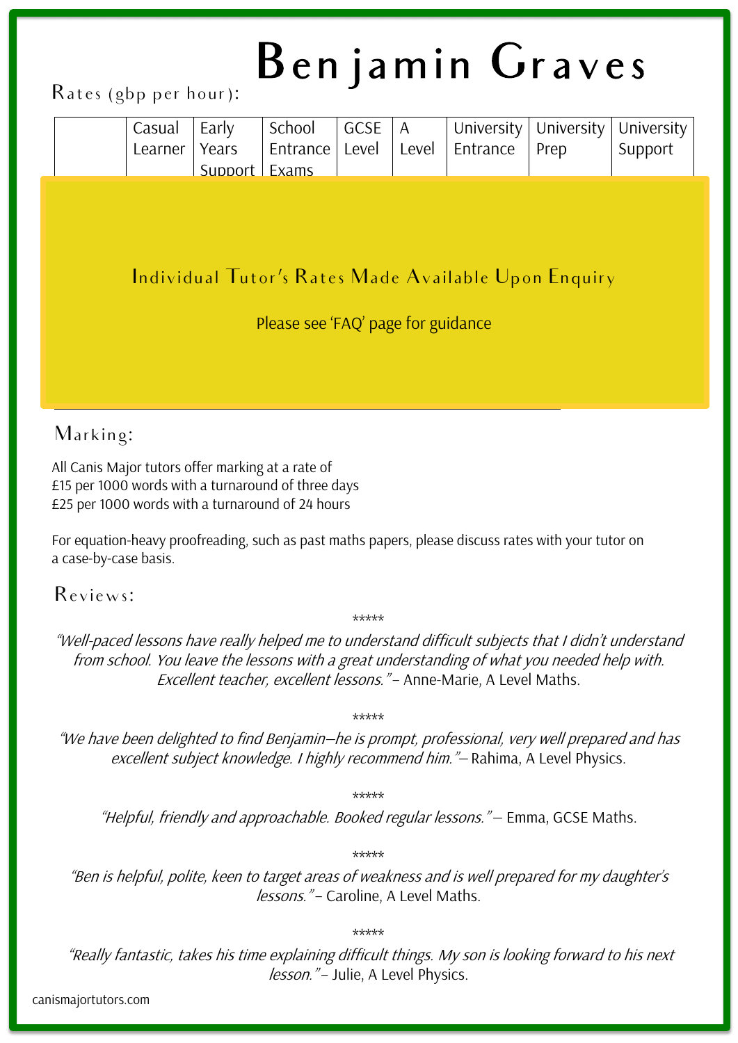# Benjamin Graves

Rates (gbp per hour):

| | Casual Learner | Early Years Support | School Entrance Exams | GCSE Level | A Level | University Entrance | University Prep | University Support |
|---|---|---|---|---|---|---|---|---|

Individual Tutor's Rates Made Available Upon Enquiry

Please see 'FAQ' page for guidance

## Marking:

All Canis Major tutors offer marking at a rate of
£15 per 1000 words with a turnaround of three days
£25 per 1000 words with a turnaround of 24 hours

For equation-heavy proofreading, such as past maths papers, please discuss rates with your tutor on a case-by-case basis.

## Reviews:

*****

*"Well-paced lessons have really helped me to understand difficult subjects that I didn't understand from school. You leave the lessons with a great understanding of what you needed help with. Excellent teacher, excellent lessons."* – Anne-Marie, A Level Maths.

*****

*"We have been delighted to find Benjamin—he is prompt, professional, very well prepared and has excellent subject knowledge. I highly recommend him."*– Rahima, A Level Physics.

*****

*"Helpful, friendly and approachable. Booked regular lessons."* – Emma, GCSE Maths.

*****

*"Ben is helpful, polite, keen to target areas of weakness and is well prepared for my daughter's lessons."* – Caroline, A Level Maths.

*****

*"Really fantastic, takes his time explaining difficult things. My son is looking forward to his next lesson."* – Julie, A Level Physics.

canismajortutors.com